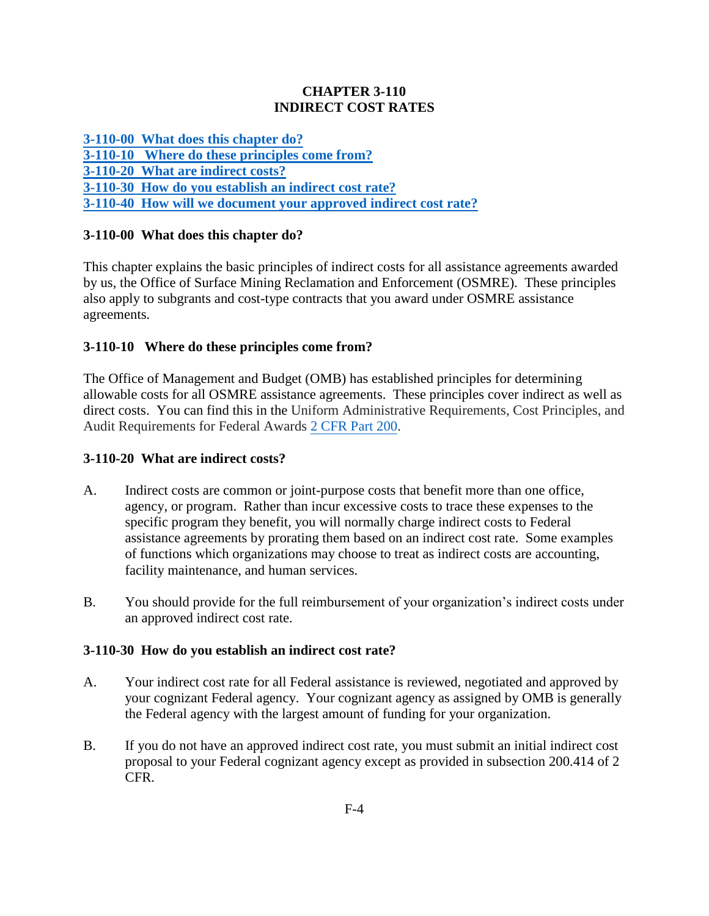# CHAPTER 3-110
# INDIRECT COST RATES

[3-110-00 What does this chapter do?](#)
[3-110-10 Where do these principles come from?](#)
[3-110-20 What are indirect costs?](#)
[3-110-30 How do you establish an indirect cost rate?](#)
[3-110-40 How will we document your approved indirect cost rate?](#)

## 3-110-00 What does this chapter do?

This chapter explains the basic principles of indirect costs for all assistance agreements awarded by us, the Office of Surface Mining Reclamation and Enforcement (OSMRE). These principles also apply to subgrants and cost-type contracts that you award under OSMRE assistance agreements.

## 3-110-10 Where do these principles come from?

The Office of Management and Budget (OMB) has established principles for determining allowable costs for all OSMRE assistance agreements. These principles cover indirect as well as direct costs. You can find this in the Uniform Administrative Requirements, Cost Principles, and Audit Requirements for Federal Awards [2 CFR Part 200](#).

## 3-110-20 What are indirect costs?

A. Indirect costs are common or joint-purpose costs that benefit more than one office, agency, or program. Rather than incur excessive costs to trace these expenses to the specific program they benefit, you will normally charge indirect costs to Federal assistance agreements by prorating them based on an indirect cost rate. Some examples of functions which organizations may choose to treat as indirect costs are accounting, facility maintenance, and human services.

B. You should provide for the full reimbursement of your organization's indirect costs under an approved indirect cost rate.

## 3-110-30 How do you establish an indirect cost rate?

A. Your indirect cost rate for all Federal assistance is reviewed, negotiated and approved by your cognizant Federal agency. Your cognizant agency as assigned by OMB is generally the Federal agency with the largest amount of funding for your organization.

B. If you do not have an approved indirect cost rate, you must submit an initial indirect cost proposal to your Federal cognizant agency except as provided in subsection 200.414 of 2 CFR.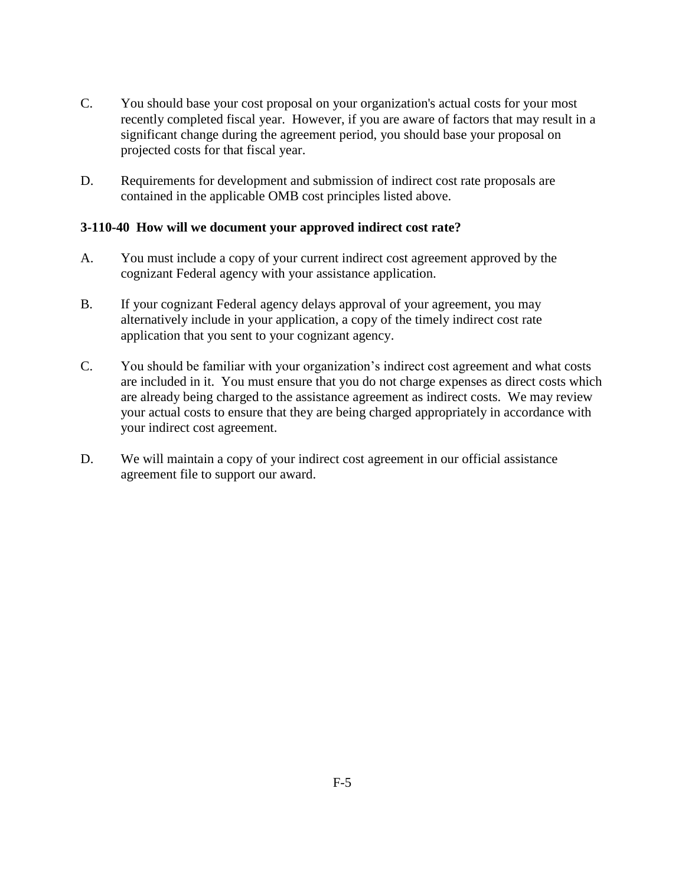C. You should base your cost proposal on your organization's actual costs for your most recently completed fiscal year. However, if you are aware of factors that may result in a significant change during the agreement period, you should base your proposal on projected costs for that fiscal year.

D. Requirements for development and submission of indirect cost rate proposals are contained in the applicable OMB cost principles listed above.

**3-110-40 How will we document your approved indirect cost rate?**

A. You must include a copy of your current indirect cost agreement approved by the cognizant Federal agency with your assistance application.

B. If your cognizant Federal agency delays approval of your agreement, you may alternatively include in your application, a copy of the timely indirect cost rate application that you sent to your cognizant agency.

C. You should be familiar with your organization's indirect cost agreement and what costs are included in it. You must ensure that you do not charge expenses as direct costs which are already being charged to the assistance agreement as indirect costs. We may review your actual costs to ensure that they are being charged appropriately in accordance with your indirect cost agreement.

D. We will maintain a copy of your indirect cost agreement in our official assistance agreement file to support our award.